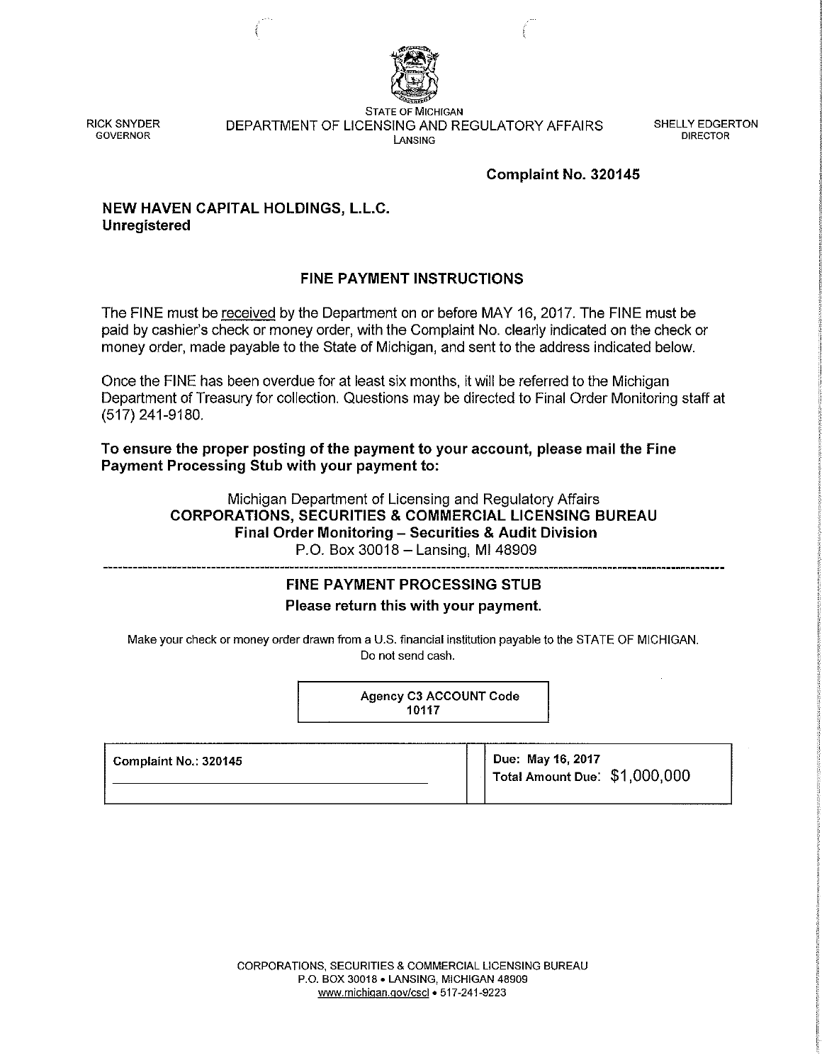RICK SNYDER
GOVERNOR

STATE OF MICHIGAN
DEPARTMENT OF LICENSING AND REGULATORY AFFAIRS
LANSING

SHELLY EDGERTON
DIRECTOR

**Complaint No. 320145**

**NEW HAVEN CAPITAL HOLDINGS, L.L.C.**
**Unregistered**

## FINE PAYMENT INSTRUCTIONS

The FINE must be received by the Department on or before MAY 16, 2017. The FINE must be paid by cashier's check or money order, with the Complaint No. clearly indicated on the check or money order, made payable to the State of Michigan, and sent to the address indicated below.

Once the FINE has been overdue for at least six months, it will be referred to the Michigan Department of Treasury for collection. Questions may be directed to Final Order Monitoring staff at (517) 241-9180.

**To ensure the proper posting of the payment to your account, please mail the Fine Payment Processing Stub with your payment to:**

Michigan Department of Licensing and Regulatory Affairs
**CORPORATIONS, SECURITIES & COMMERCIAL LICENSING BUREAU**
**Final Order Monitoring – Securities & Audit Division**
P.O. Box 30018 – Lansing, MI 48909

---

## FINE PAYMENT PROCESSING STUB

**Please return this with your payment.**

Make your check or money order drawn from a U.S. financial institution payable to the STATE OF MICHIGAN. Do not send cash.

**Agency C3 ACCOUNT Code**
**10117**

| Complaint No.: 320145 | Due: May 16, 2017<br>Total Amount Due: $1,000,000 |
|---|---|

CORPORATIONS, SECURITIES & COMMERCIAL LICENSING BUREAU
P.O. BOX 30018 • LANSING, MICHIGAN 48909
www.michigan.gov/cscl • 517-241-9223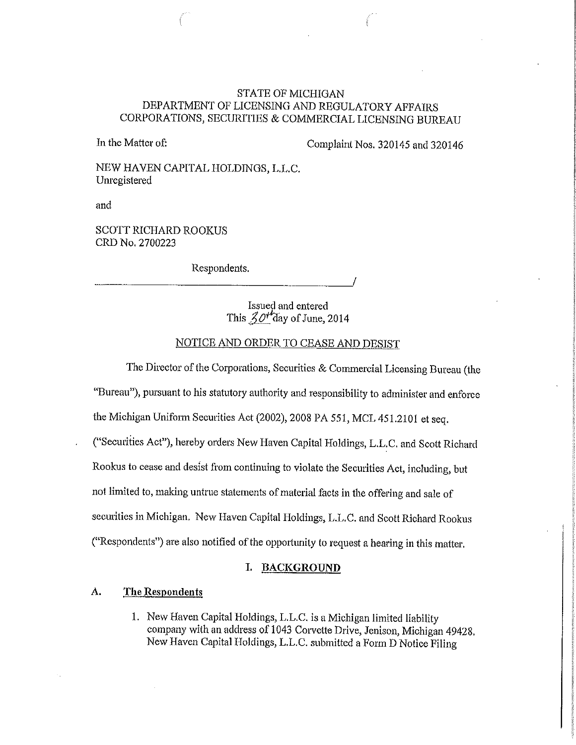STATE OF MICHIGAN
DEPARTMENT OF LICENSING AND REGULATORY AFFAIRS
CORPORATIONS, SECURITIES & COMMERCIAL LICENSING BUREAU

In the Matter of: Complaint Nos. 320145 and 320146

NEW HAVEN CAPITAL HOLDINGS, L.L.C.
Unregistered

and

SCOTT RICHARD ROOKUS
CRD No. 2700223

Respondents.

Issued and entered
This 30th day of June, 2014

## NOTICE AND ORDER TO CEASE AND DESIST

The Director of the Corporations, Securities & Commercial Licensing Bureau (the "Bureau"), pursuant to his statutory authority and responsibility to administer and enforce the Michigan Uniform Securities Act (2002), 2008 PA 551, MCL 451.2101 et seq. ("Securities Act"), hereby orders New Haven Capital Holdings, L.L.C. and Scott Richard Rookus to cease and desist from continuing to violate the Securities Act, including, but not limited to, making untrue statements of material facts in the offering and sale of securities in Michigan. New Haven Capital Holdings, L.L.C. and Scott Richard Rookus ("Respondents") are also notified of the opportunity to request a hearing in this matter.

## I. BACKGROUND

### A. The Respondents

1. New Haven Capital Holdings, L.L.C. is a Michigan limited liability company with an address of 1043 Corvette Drive, Jenison, Michigan 49428. New Haven Capital Holdings, L.L.C. submitted a Form D Notice Filing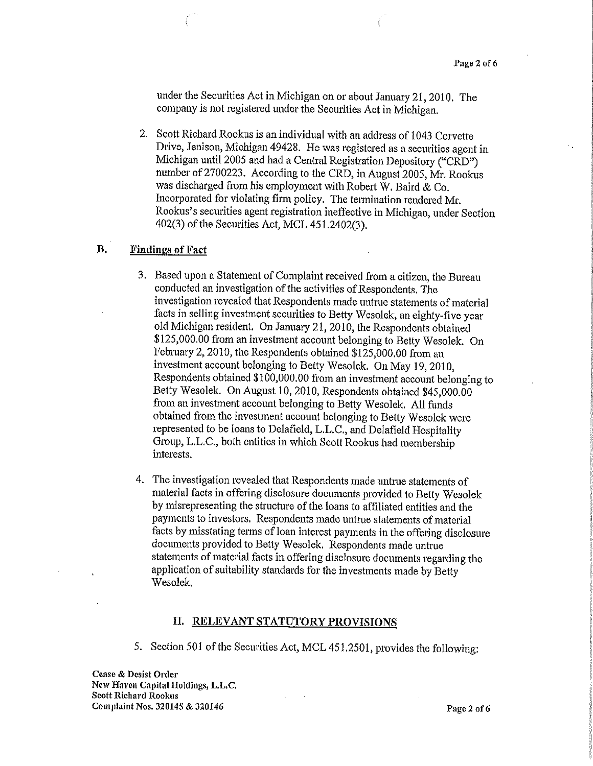under the Securities Act in Michigan on or about January 21, 2010. The company is not registered under the Securities Act in Michigan.

2. Scott Richard Rookus is an individual with an address of 1043 Corvette Drive, Jenison, Michigan 49428. He was registered as a securities agent in Michigan until 2005 and had a Central Registration Depository ("CRD") number of 2700223. According to the CRD, in August 2005, Mr. Rookus was discharged from his employment with Robert W. Baird & Co. Incorporated for violating firm policy. The termination rendered Mr. Rookus's securities agent registration ineffective in Michigan, under Section 402(3) of the Securities Act, MCL 451.2402(3).

## B. Findings of Fact

3. Based upon a Statement of Complaint received from a citizen, the Bureau conducted an investigation of the activities of Respondents. The investigation revealed that Respondents made untrue statements of material facts in selling investment securities to Betty Wesolek, an eighty-five year old Michigan resident. On January 21, 2010, the Respondents obtained $125,000.00 from an investment account belonging to Betty Wesolek. On February 2, 2010, the Respondents obtained $125,000.00 from an investment account belonging to Betty Wesolek. On May 19, 2010, Respondents obtained $100,000.00 from an investment account belonging to Betty Wesolek. On August 10, 2010, Respondents obtained $45,000.00 from an investment account belonging to Betty Wesolek. All funds obtained from the investment account belonging to Betty Wesolek were represented to be loans to Delafield, L.L.C., and Delafield Hospitality Group, L.L.C., both entities in which Scott Rookus had membership interests.

4. The investigation revealed that Respondents made untrue statements of material facts in offering disclosure documents provided to Betty Wesolek by misrepresenting the structure of the loans to affiliated entities and the payments to investors. Respondents made untrue statements of material facts by misstating terms of loan interest payments in the offering disclosure documents provided to Betty Wesolek. Respondents made untrue statements of material facts in offering disclosure documents regarding the application of suitability standards for the investments made by Betty Wesolek.

## II. RELEVANT STATUTORY PROVISIONS

5. Section 501 of the Securities Act, MCL 451.2501, provides the following:

Cease & Desist Order
New Haven Capital Holdings, L.L.C.
Scott Richard Rookus
Complaint Nos. 320145 & 320146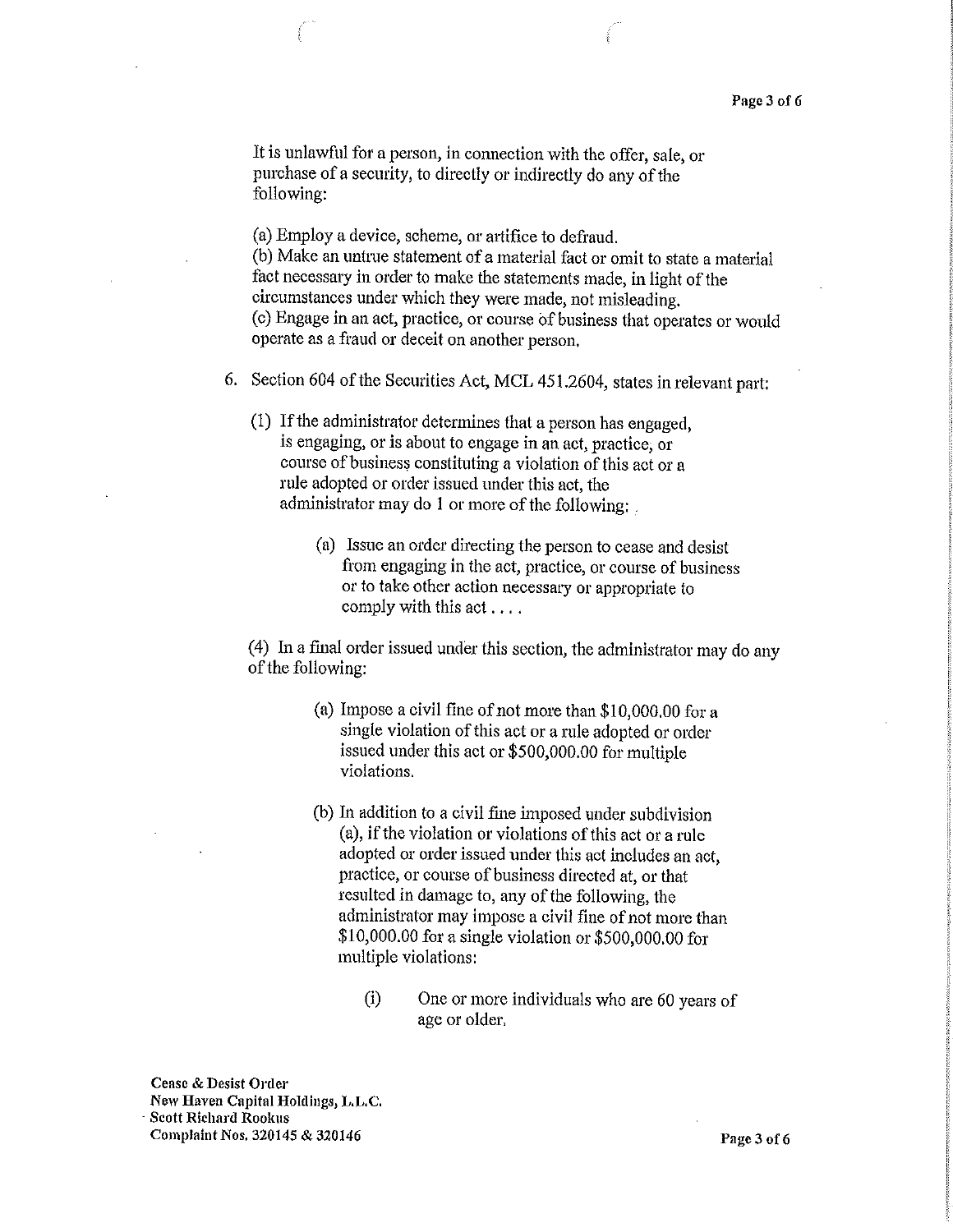It is unlawful for a person, in connection with the offer, sale, or purchase of a security, to directly or indirectly do any of the following:

(a) Employ a device, scheme, or artifice to defraud.
(b) Make an untrue statement of a material fact or omit to state a material fact necessary in order to make the statements made, in light of the circumstances under which they were made, not misleading.
(c) Engage in an act, practice, or course of business that operates or would operate as a fraud or deceit on another person.

6. Section 604 of the Securities Act, MCL 451.2604, states in relevant part:

   (1) If the administrator determines that a person has engaged, is engaging, or is about to engage in an act, practice, or course of business constituting a violation of this act or a rule adopted or order issued under this act, the administrator may do 1 or more of the following:

      (a) Issue an order directing the person to cease and desist from engaging in the act, practice, or course of business or to take other action necessary or appropriate to comply with this act . . . .

   (4) In a final order issued under this section, the administrator may do any of the following:

      (a) Impose a civil fine of not more than $10,000.00 for a single violation of this act or a rule adopted or order issued under this act or $500,000.00 for multiple violations.

      (b) In addition to a civil fine imposed under subdivision (a), if the violation or violations of this act or a rule adopted or order issued under this act includes an act, practice, or course of business directed at, or that resulted in damage to, any of the following, the administrator may impose a civil fine of not more than $10,000.00 for a single violation or $500,000.00 for multiple violations:

         (i) One or more individuals who are 60 years of age or older.

Cease & Desist Order
New Haven Capital Holdings, L.L.C.
Scott Richard Rookus
Complaint Nos. 320145 & 320146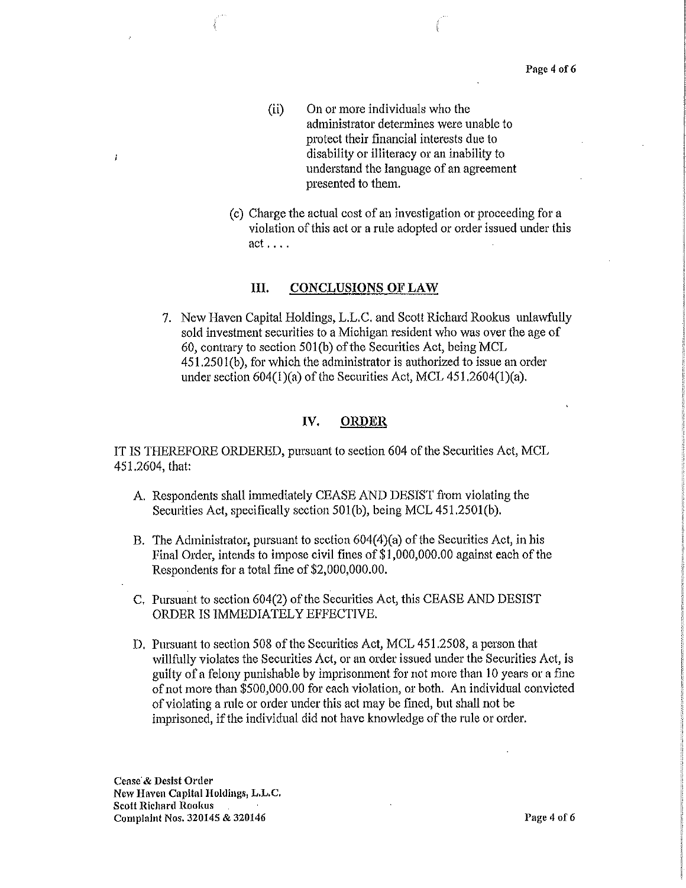(ii) On or more individuals who the administrator determines were unable to protect their financial interests due to disability or illiteracy or an inability to understand the language of an agreement presented to them.

(c) Charge the actual cost of an investigation or proceeding for a violation of this act or a rule adopted or order issued under this act . . . .

## III. CONCLUSIONS OF LAW

7. New Haven Capital Holdings, L.L.C. and Scott Richard Rookus unlawfully sold investment securities to a Michigan resident who was over the age of 60, contrary to section 501(b) of the Securities Act, being MCL 451.2501(b), for which the administrator is authorized to issue an order under section 604(1)(a) of the Securities Act, MCL 451.2604(1)(a).

## IV. ORDER

IT IS THEREFORE ORDERED, pursuant to section 604 of the Securities Act, MCL 451.2604, that:

A. Respondents shall immediately CEASE AND DESIST from violating the Securities Act, specifically section 501(b), being MCL 451.2501(b).

B. The Administrator, pursuant to section 604(4)(a) of the Securities Act, in his Final Order, intends to impose civil fines of $1,000,000.00 against each of the Respondents for a total fine of $2,000,000.00.

C. Pursuant to section 604(2) of the Securities Act, this CEASE AND DESIST ORDER IS IMMEDIATELY EFFECTIVE.

D. Pursuant to section 508 of the Securities Act, MCL 451.2508, a person that willfully violates the Securities Act, or an order issued under the Securities Act, is guilty of a felony punishable by imprisonment for not more than 10 years or a fine of not more than $500,000.00 for each violation, or both. An individual convicted of violating a rule or order under this act may be fined, but shall not be imprisoned, if the individual did not have knowledge of the rule or order.

**Cease & Desist Order**
**New Haven Capital Holdings, L.L.C.**
**Scott Richard Rookus**
**Complaint Nos. 320145 & 320146**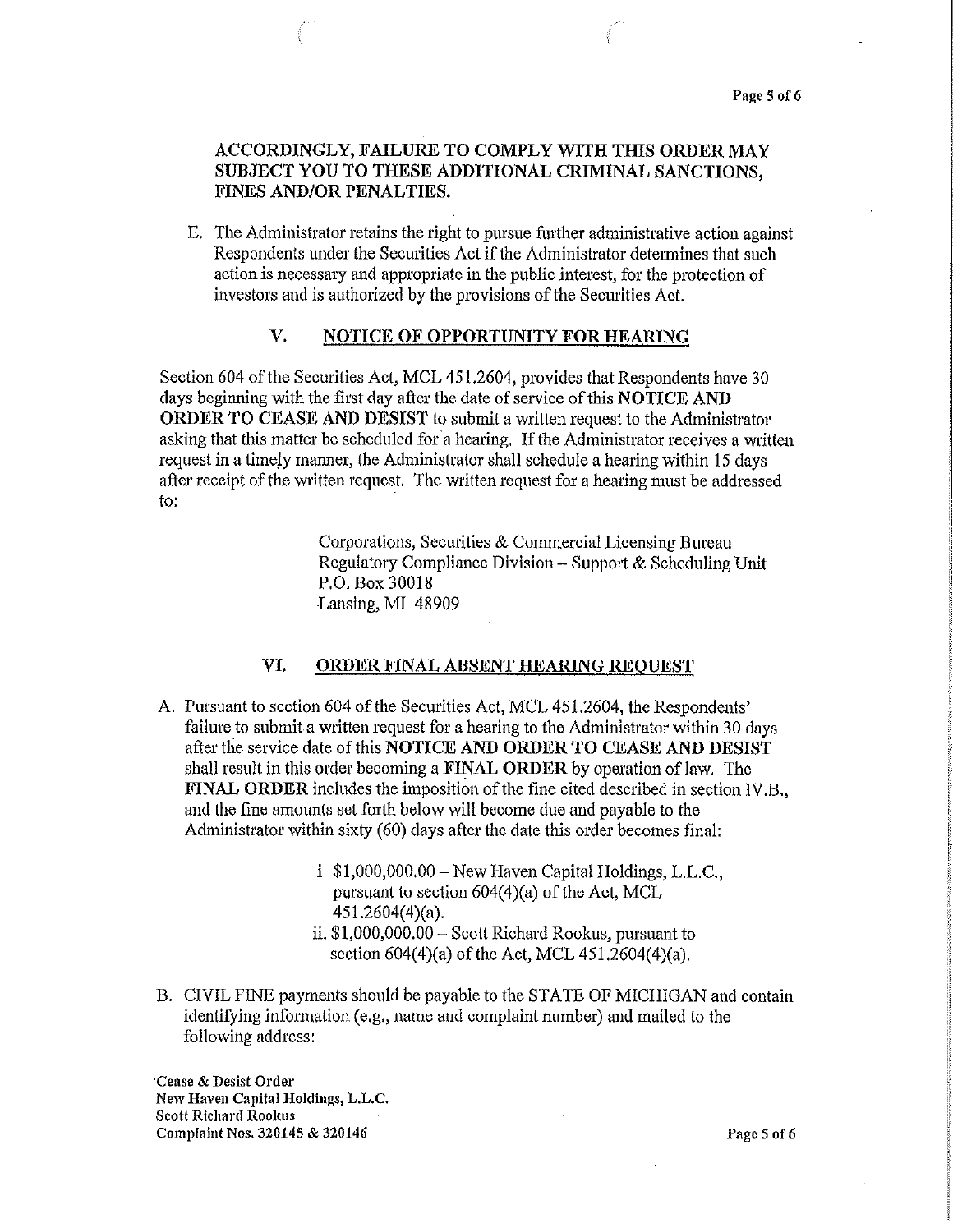**ACCORDINGLY, FAILURE TO COMPLY WITH THIS ORDER MAY SUBJECT YOU TO THESE ADDITIONAL CRIMINAL SANCTIONS, FINES AND/OR PENALTIES.**

E. The Administrator retains the right to pursue further administrative action against Respondents under the Securities Act if the Administrator determines that such action is necessary and appropriate in the public interest, for the protection of investors and is authorized by the provisions of the Securities Act.

## V. NOTICE OF OPPORTUNITY FOR HEARING

Section 604 of the Securities Act, MCL 451.2604, provides that Respondents have 30 days beginning with the first day after the date of service of this **NOTICE AND ORDER TO CEASE AND DESIST** to submit a written request to the Administrator asking that this matter be scheduled for a hearing. If the Administrator receives a written request in a timely manner, the Administrator shall schedule a hearing within 15 days after receipt of the written request. The written request for a hearing must be addressed to:

> Corporations, Securities & Commercial Licensing Bureau
> Regulatory Compliance Division – Support & Scheduling Unit
> P.O. Box 30018
> Lansing, MI 48909

## VI. ORDER FINAL ABSENT HEARING REQUEST

A. Pursuant to section 604 of the Securities Act, MCL 451.2604, the Respondents' failure to submit a written request for a hearing to the Administrator within 30 days after the service date of this **NOTICE AND ORDER TO CEASE AND DESIST** shall result in this order becoming a **FINAL ORDER** by operation of law. The **FINAL ORDER** includes the imposition of the fine cited described in section IV.B., and the fine amounts set forth below will become due and payable to the Administrator within sixty (60) days after the date this order becomes final:

   i. \$1,000,000.00 – New Haven Capital Holdings, L.L.C., pursuant to section 604(4)(a) of the Act, MCL 451.2604(4)(a).
   ii. \$1,000,000.00 – Scott Richard Rookus, pursuant to section 604(4)(a) of the Act, MCL 451.2604(4)(a).

B. CIVIL FINE payments should be payable to the STATE OF MICHIGAN and contain identifying information (e.g., name and complaint number) and mailed to the following address:

**Cease & Desist Order**
**New Haven Capital Holdings, L.L.C.**
**Scott Richard Rookus**
**Complaint Nos. 320145 & 320146**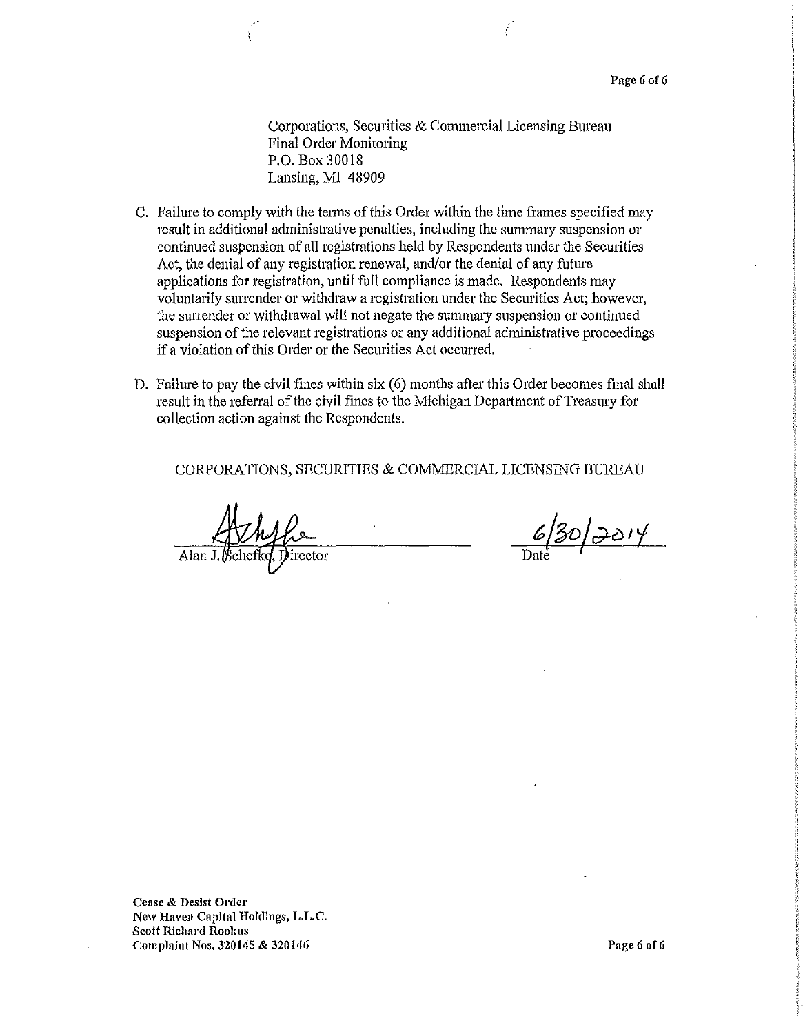Corporations, Securities & Commercial Licensing Bureau
Final Order Monitoring
P.O. Box 30018
Lansing, MI 48909

C. Failure to comply with the terms of this Order within the time frames specified may result in additional administrative penalties, including the summary suspension or continued suspension of all registrations held by Respondents under the Securities Act, the denial of any registration renewal, and/or the denial of any future applications for registration, until full compliance is made. Respondents may voluntarily surrender or withdraw a registration under the Securities Act; however, the surrender or withdrawal will not negate the summary suspension or continued suspension of the relevant registrations or any additional administrative proceedings if a violation of this Order or the Securities Act occurred.

D. Failure to pay the civil fines within six (6) months after this Order becomes final shall result in the referral of the civil fines to the Michigan Department of Treasury for collection action against the Respondents.

CORPORATIONS, SECURITIES & COMMERCIAL LICENSING BUREAU

Alan J. Schefke, Director

6/30/2014
Date

**Cease & Desist Order**
**New Haven Capital Holdings, L.L.C.**
**Scott Richard Rookus**
**Complaint Nos. 320145 & 320146**